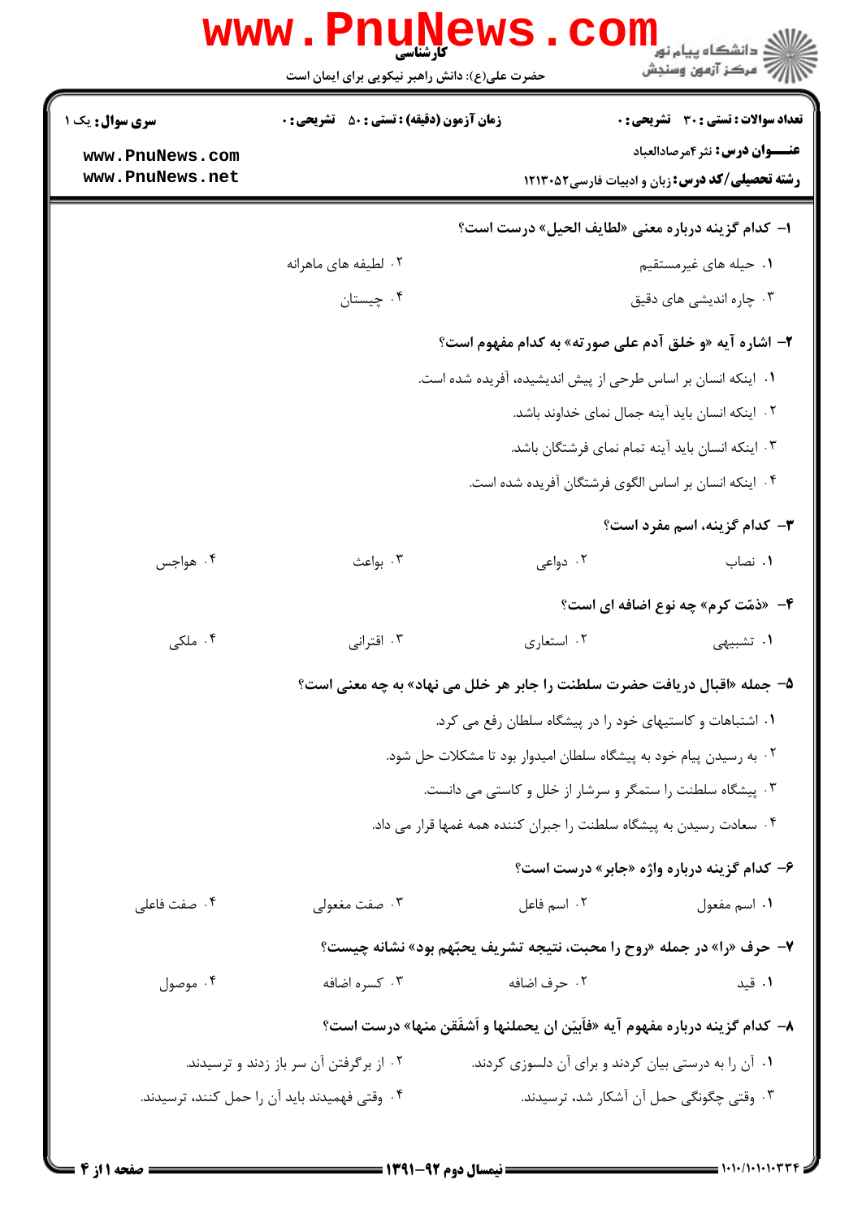**کارشناسی**

حضرت علی(ع): دانش راهبر نیکویی برای ایمان است

**سری سوال:** یک ۱

**زمان آزمون (دقیقه) : تستی : ۵۰ تشریحی : ۰**

**تعداد سوالات : تستی : ۳۰ تشریحی : ۰**

**عنـــوان درس:** نثر۴مرصادالعباد

**رشته تحصیلی/کد درس:** زبان و ادبیات فارسی۱۲۱۳۰۵۲

**۱- کدام گزینه درباره معنی «لطایف الحیل» درست است؟**

۱. حیله های غیرمستقیم

۲. لطیفه های ماهرانه

۳. چاره اندیشی های دقیق

۴. چیستان

**۲- اشاره آیه «و خلق آدم علی صورته» به کدام مفهوم است؟**

۱. اینکه انسان بر اساس طرحی از پیش اندیشیده، آفریده شده است.

۲. اینکه انسان باید آینه جمال نمای خداوند باشد.

۳. اینکه انسان باید آینه تمام نمای فرشتگان باشد.

۴. اینکه انسان بر اساس الگوی فرشتگان آفریده شده است.

**۳- کدام گزینه، اسم مفرد است؟**

۱. نصاب

۲. دواعی

۳. بواعث

۴. هواجس

**۴- «ذمّت کرم» چه نوع اضافه ای است؟**

۱. تشبیهی

۲. استعاری

۳. اقترانی

۴. ملکی

**۵- جمله «اقبال دریافت حضرت سلطنت را جابر هر خلل می نهاد» به چه معنی است؟**

۱. اشتباهات و کاستیهای خود را در پیشگاه سلطان رفع می کرد.

۲. به رسیدن پیام خود به پیشگاه سلطان امیدوار بود تا مشکلات حل شود.

۳. پیشگاه سلطنت را ستمگر و سرشار از خلل و کاستی می دانست.

۴. سعادت رسیدن به پیشگاه سلطنت را جبران کننده همه غمها قرار می داد.

**۶- کدام گزینه درباره واژه «جابر» درست است؟**

۱. اسم مفعول

۲. اسم فاعل

۳. صفت مفعولی

۴. صفت فاعلی

**۷- حرف «را» در جمله «روح را محبت، نتیجه تشریف یحبّهم بود» نشانه چیست؟**

۱. قید

۲. حرف اضافه

۳. کسره اضافه

۴. موصول

**۸- کدام گزینه درباره مفهوم آیه «فأبَین ان یحملنها و أشفَقن منها» درست است؟**

۱. آن را به درستی بیان کردند و برای آن دلسوزی کردند.

۲. از برگرفتن آن سر باز زدند و ترسیدند.

۳. وقتی چگونگی حمل آن آشکار شد، ترسیدند.

۴. وقتی فهمیدند باید آن را حمل کنند، ترسیدند.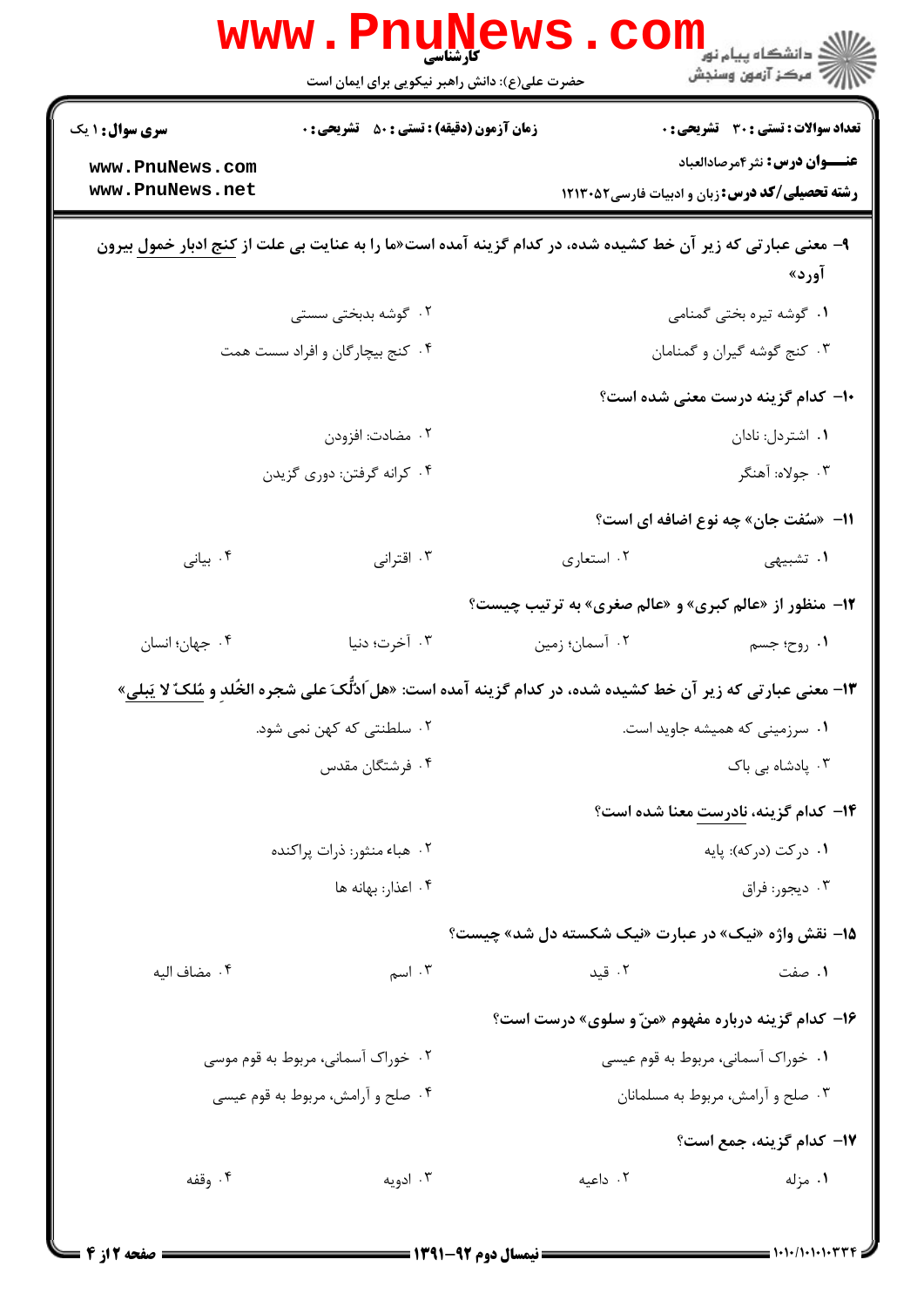**سری سوال:** ۱ یک | **زمان آزمون (دقیقه) : تستی :** ۵۰ **تشریحی :** ۰ | **تعداد سوالات : تستی :** ۳۰ **تشریحی :** ۰

**عنـــوان درس:** نثر۴مرصادالعباد

**رشته تحصیلی/کد درس:** زبان و ادبیات فارسی۱۲۱۳۰۵۲

۹- معنی عبارتی که زیر آن خط کشیده شده، در کدام گزینه آمده است«ما را به عنایت بی علت از کنج ادبار خمول بیرون آورد»

۱. گوشه تیره بختی گمنامی
۲. گوشه بدبختی سستی
۳. کنج گوشه گیران و گمنامان
۴. کنج بیچارگان و افراد سست همت

۱۰- کدام گزینه درست معنی شده است؟

۱. اشتردل: نادان
۲. مضادت: افزودن
۳. جولاه: آهنگر
۴. کرانه گرفتن: دوری گزیدن

۱۱- «سُفت جان» چه نوع اضافه ای است؟

۱. تشبیهی
۲. استعاری
۳. اقترانی
۴. بیانی

۱۲- منظور از «عالم کبری» و «عالم صغری» به ترتیب چیست؟

۱. روح؛ جسم
۲. آسمان؛ زمین
۳. آخرت؛ دنیا
۴. جهان؛ انسان

۱۳- معنی عبارتی که زیر آن خط کشیده شده، در کدام گزینه آمده است: «هل اَدلُّکَ علی شجره الخُلدِ و مُلکٌ لا یَبلی»

۱. سرزمینی که همیشه جاوید است.
۲. سلطنتی که کهن نمی شود.
۳. پادشاه بی باک
۴. فرشتگان مقدس

۱۴- کدام گزینه، نادرست معنا شده است؟

۱. درکت (درکه): پایه
۲. هباء منثور: ذرات پراکنده
۳. دیجور: فراق
۴. اعذار: بهانه ها

۱۵- نقش واژه «نیک» در عبارت «نیک شکسته دل شد» چیست؟

۱. صفت
۲. قید
۳. اسم
۴. مضاف الیه

۱۶- کدام گزینه درباره مفهوم «منّ و سلوی» درست است؟

۱. خوراک آسمانی، مربوط به قوم عیسی
۲. خوراک آسمانی، مربوط به قوم موسی
۳. صلح و آرامش، مربوط به مسلمانان
۴. صلح و آرامش، مربوط به قوم عیسی

۱۷- کدام گزینه، جمع است؟

۱. مزله
۲. داعیه
۳. ادویه
۴. وقفه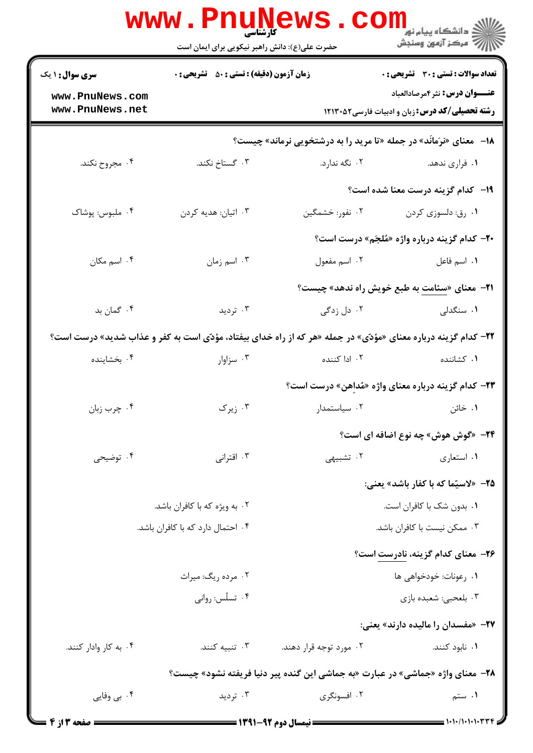۱۸- معنای «نرمانَد» در جمله «تا مرید را به درشتخویی نرماند» چیست؟

۱. فراری ندهد.
۲. نگه ندارد.
۳. گستاخ نکند.
۴. مجروح نکند.

۱۹- کدام گزینه درست معنا شده است؟

۱. رق: دلسوزی کردن
۲. نفور: خشمگین
۳. اتیان: هدیه کردن
۴. ملبوس: پوشاک

۲۰- کدام گزینه درباره واژه «مَلجَم» درست است؟

۱. اسم فاعل
۲. اسم مفعول
۳. اسم زمان
۴. اسم مکان

۲۱- معنای «سئامت به طبع خویش راه ندهد» چیست؟

۱. سنگدلی
۲. دل زدگی
۳. تردید
۴. گمان بد

۲۲- کدام گزینه درباره معنای «مؤدّی» در جمله «هر که از راه خدای بیفتاد، مؤدّی است به کفر و عذاب شدید» درست است؟

۱. کشاننده
۲. ادا کننده
۳. سزاوار
۴. بخشاینده

۲۳- کدام گزینه درباره معنای واژه «مُداهِن» درست است؟

۱. خائن
۲. سیاستمدار
۳. زیرک
۴. چرب زبان

۲۴- «گوش هوش» چه نوع اضافه ای است؟

۱. استعاری
۲. تشبیهی
۳. اقترانی
۴. توضیحی

۲۵- «لاسیّما که با کفار باشد» یعنی:

۱. بدون شک با کافران است.
۲. به ویژه که با کافران باشد.
۳. ممکن نیست با کافران باشد.
۴. احتمال دارد که با کافران باشد.

۲۶- معنای کدام گزینه، نادرست است؟

۱. رعونات: خودخواهی ها
۲. مرده ریگ: میراث
۳. بلعجبی: شعبده بازی
۴. تسلّس: روانی

۲۷- «مفسدان را مالیده دارند» یعنی:

۱. نابود کنند.
۲. مورد توجه قرار دهند.
۳. تنبیه کنند.
۴. به کار وادار کنند.

۲۸- معنای واژه «جماشی» در عبارت «به جماشی این گنده پیر دنیا فریفته نشود» چیست؟

۱. ستم
۲. افسونگری
۳. تردید
۴. بی وفایی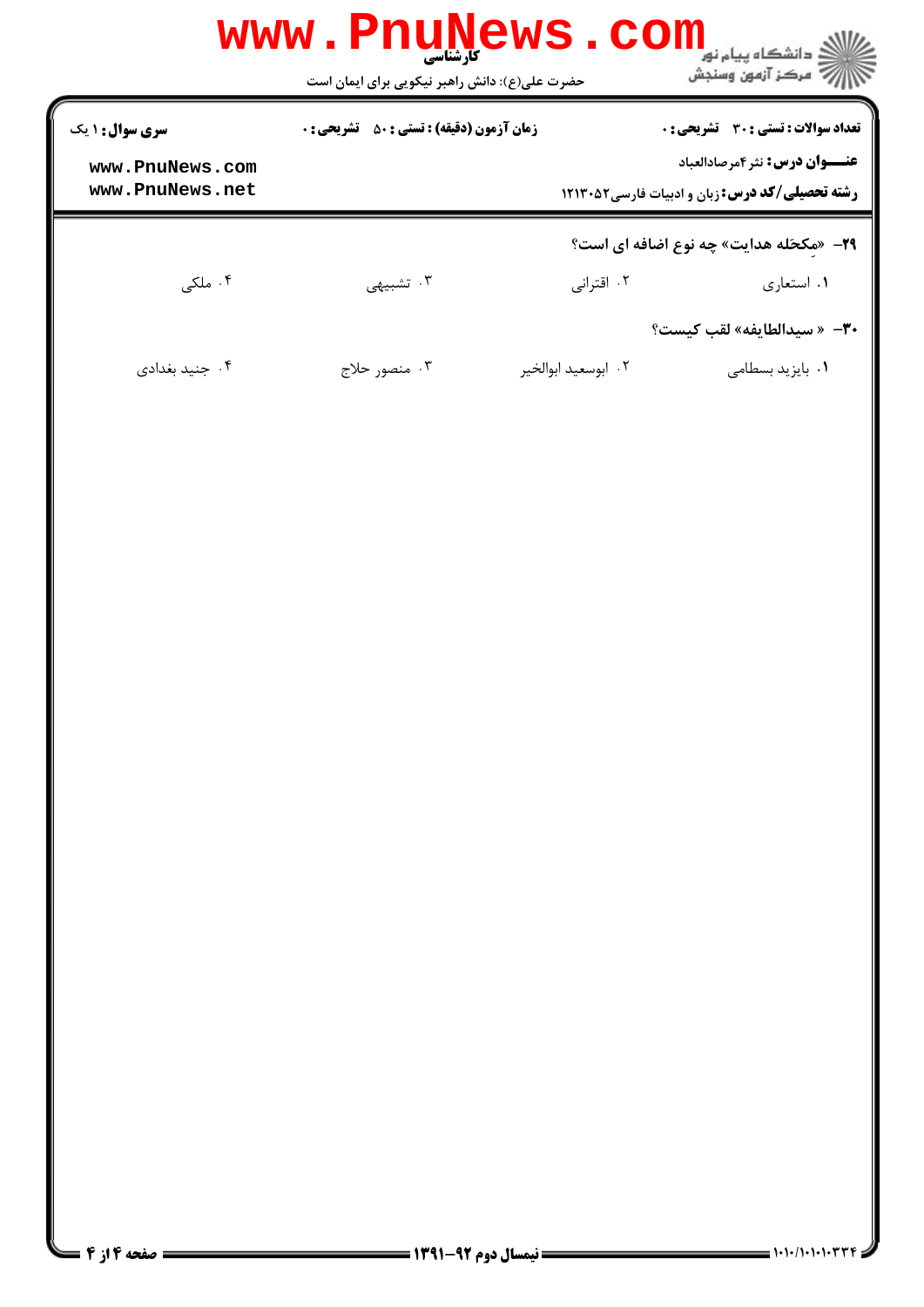**۲۹- «مِکحَله هدایت» چه نوع اضافه ای است؟**

۱. استعاری

۲. اقترانی

۳. تشبیهی

۴. ملکی

**۳۰- « سیدالطایفه» لقب کیست؟**

۱. بایزید بسطامی

۲. ابوسعید ابوالخیر

۳. منصور حلاج

۴. جنید بغدادی